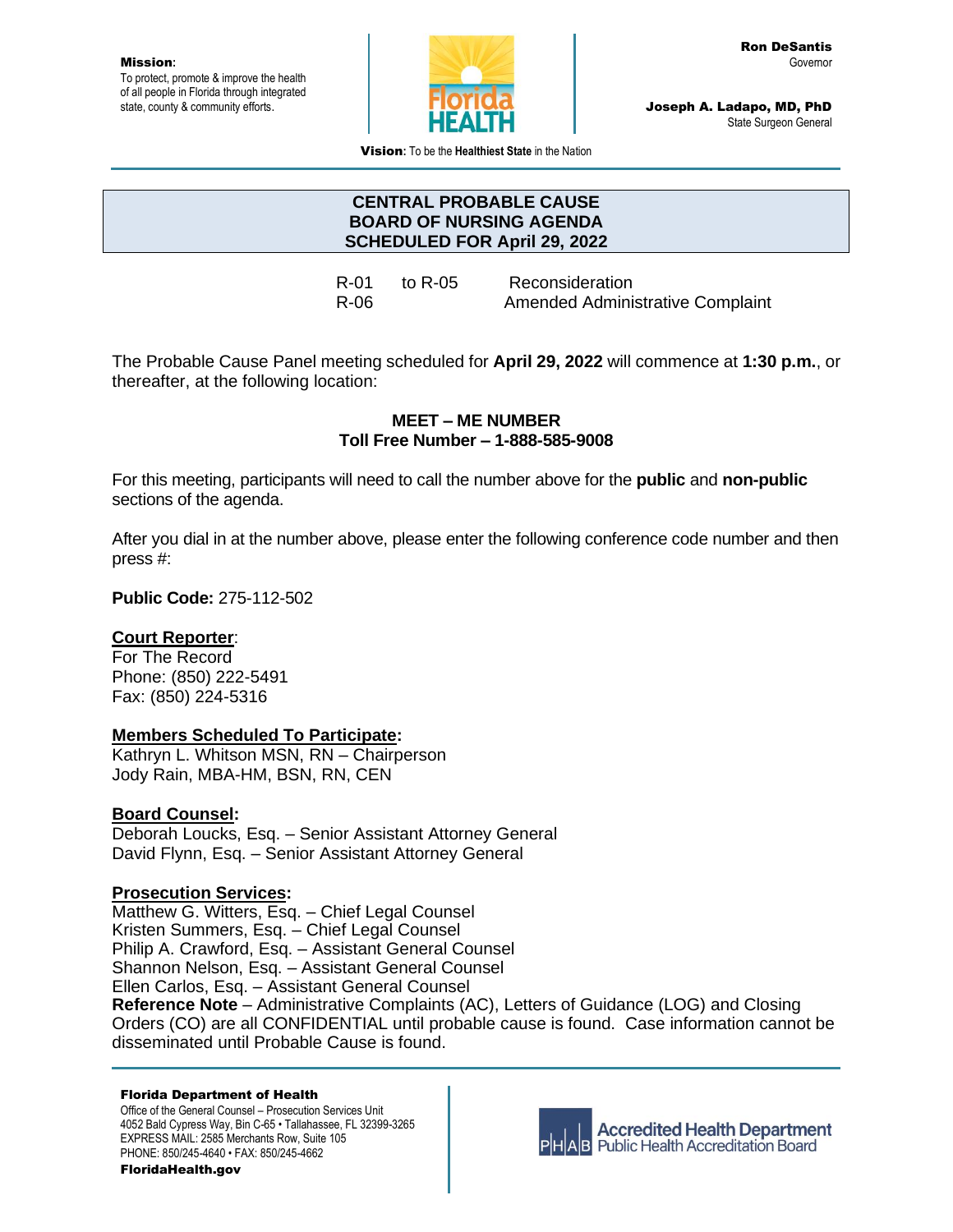**Mission**:
To protect, promote & improve the health of all people in Florida through integrated state, county & community efforts.

Florida HEALTH

**Ron DeSantis**
Governor

**Joseph A. Ladapo, MD, PhD**
State Surgeon General

**Vision:** To be the **Healthiest State** in the Nation

## CENTRAL PROBABLE CAUSE
## BOARD OF NURSING AGENDA
## SCHEDULED FOR April 29, 2022

| | | |
|---|---|---|
| R-01 | to R-05 | Reconsideration |
| R-06 | | Amended Administrative Complaint |

The Probable Cause Panel meeting scheduled for **April 29, 2022** will commence at **1:30 p.m.**, or thereafter, at the following location:

**MEET – ME NUMBER**
**Toll Free Number – 1-888-585-9008**

For this meeting, participants will need to call the number above for the **public** and **non-public** sections of the agenda.

After you dial in at the number above, please enter the following conference code number and then press #:

**Public Code:** 275-112-502

**Court Reporter**:
For The Record
Phone: (850) 222-5491
Fax: (850) 224-5316

**Members Scheduled To Participate:**
Kathryn L. Whitson MSN, RN – Chairperson
Jody Rain, MBA-HM, BSN, RN, CEN

**Board Counsel:**
Deborah Loucks, Esq. – Senior Assistant Attorney General
David Flynn, Esq. – Senior Assistant Attorney General

**Prosecution Services:**
Matthew G. Witters, Esq. – Chief Legal Counsel
Kristen Summers, Esq. – Chief Legal Counsel
Philip A. Crawford, Esq. – Assistant General Counsel
Shannon Nelson, Esq. – Assistant General Counsel
Ellen Carlos, Esq. – Assistant General Counsel
**Reference Note** – Administrative Complaints (AC), Letters of Guidance (LOG) and Closing Orders (CO) are all CONFIDENTIAL until probable cause is found. Case information cannot be disseminated until Probable Cause is found.

**Florida Department of Health**
Office of the General Counsel – Prosecution Services Unit
4052 Bald Cypress Way, Bin C-65 • Tallahassee, FL 32399-3265
EXPRESS MAIL: 2585 Merchants Row, Suite 105
PHONE: 850/245-4640 • FAX: 850/245-4662
**FloridaHealth.gov**

Accredited Health Department
PHAB Public Health Accreditation Board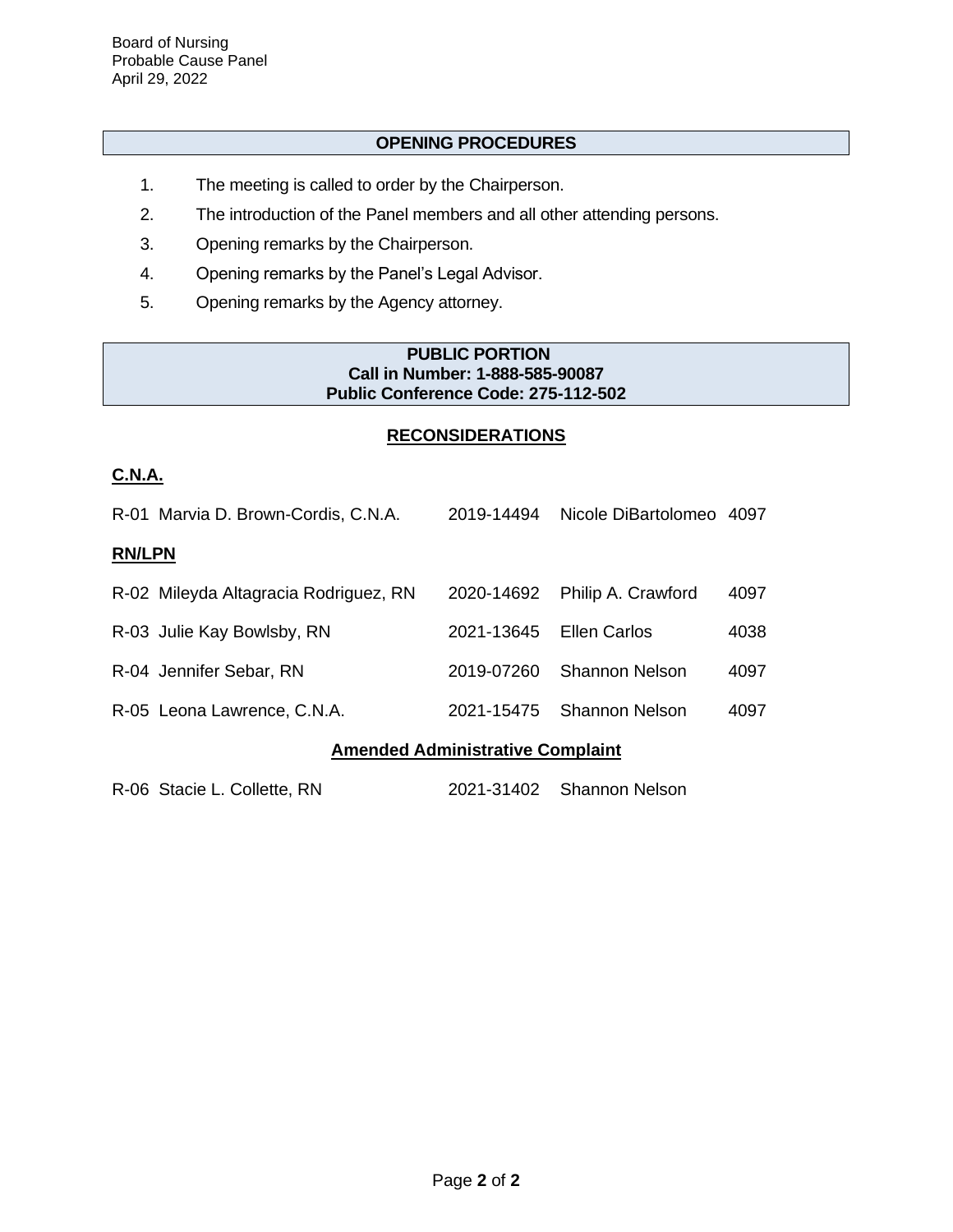Board of Nursing
Probable Cause Panel
April 29, 2022

## OPENING PROCEDURES

1. The meeting is called to order by the Chairperson.
2. The introduction of the Panel members and all other attending persons.
3. Opening remarks by the Chairperson.
4. Opening remarks by the Panel's Legal Advisor.
5. Opening remarks by the Agency attorney.

## PUBLIC PORTION
**Call in Number: 1-888-585-90087**
**Public Conference Code: 275-112-502**

### RECONSIDERATIONS

**C.N.A.**

| | | | |
|---|---|---|---|
| R-01 Marvia D. Brown-Cordis, C.N.A. | 2019-14494 | Nicole DiBartolomeo | 4097 |

**RN/LPN**

| | | | |
|---|---|---|---|
| R-02 Mileyda Altagracia Rodriguez, RN | 2020-14692 | Philip A. Crawford | 4097 |
| R-03 Julie Kay Bowlsby, RN | 2021-13645 | Ellen Carlos | 4038 |
| R-04 Jennifer Sebar, RN | 2019-07260 | Shannon Nelson | 4097 |
| R-05 Leona Lawrence, C.N.A. | 2021-15475 | Shannon Nelson | 4097 |

### Amended Administrative Complaint

| | | | |
|---|---|---|---|
| R-06 Stacie L. Collette, RN | 2021-31402 | Shannon Nelson | |